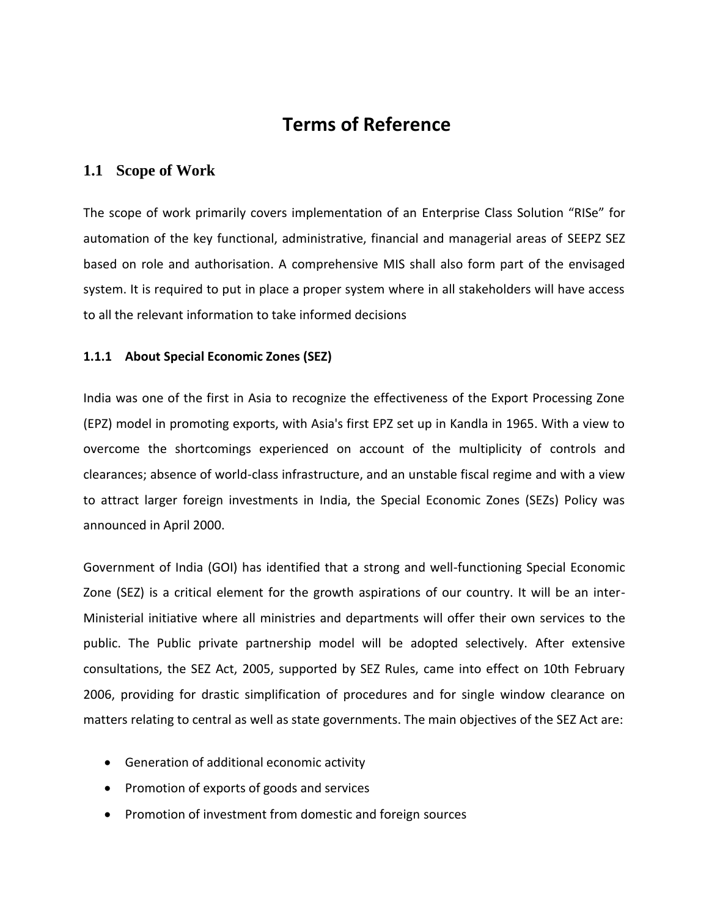# Terms of Reference

## 1.1 Scope of Work

The scope of work primarily covers implementation of an Enterprise Class Solution "RISe" for automation of the key functional, administrative, financial and managerial areas of SEEPZ SEZ based on role and authorisation. A comprehensive MIS shall also form part of the envisaged system. It is required to put in place a proper system where in all stakeholders will have access to all the relevant information to take informed decisions

### 1.1.1 About Special Economic Zones (SEZ)

India was one of the first in Asia to recognize the effectiveness of the Export Processing Zone (EPZ) model in promoting exports, with Asia's first EPZ set up in Kandla in 1965. With a view to overcome the shortcomings experienced on account of the multiplicity of controls and clearances; absence of world-class infrastructure, and an unstable fiscal regime and with a view to attract larger foreign investments in India, the Special Economic Zones (SEZs) Policy was announced in April 2000.

Government of India (GOI) has identified that a strong and well-functioning Special Economic Zone (SEZ) is a critical element for the growth aspirations of our country. It will be an inter-Ministerial initiative where all ministries and departments will offer their own services to the public. The Public private partnership model will be adopted selectively. After extensive consultations, the SEZ Act, 2005, supported by SEZ Rules, came into effect on 10th February 2006, providing for drastic simplification of procedures and for single window clearance on matters relating to central as well as state governments. The main objectives of the SEZ Act are:

- Generation of additional economic activity
- Promotion of exports of goods and services
- Promotion of investment from domestic and foreign sources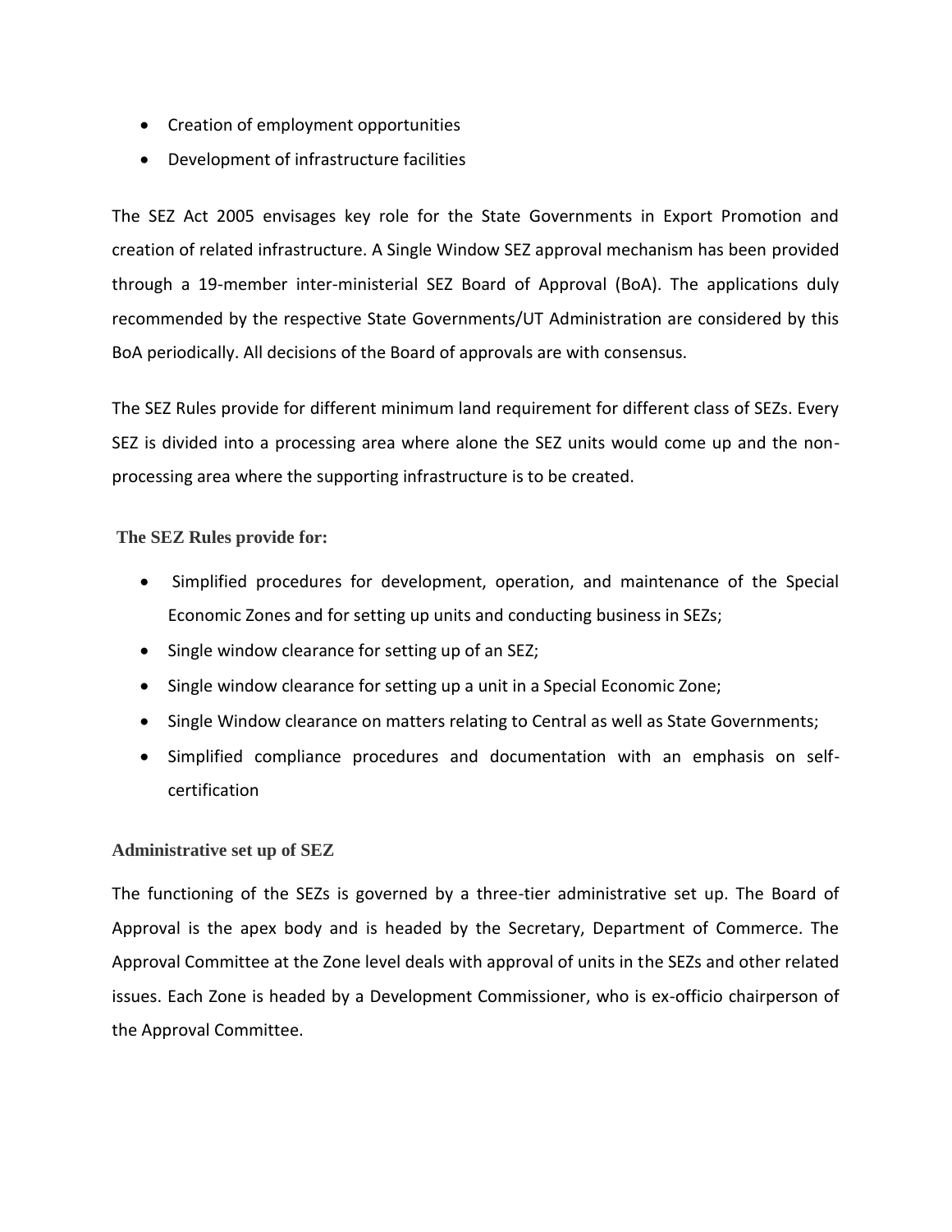- Creation of employment opportunities
- Development of infrastructure facilities

The SEZ Act 2005 envisages key role for the State Governments in Export Promotion and creation of related infrastructure. A Single Window SEZ approval mechanism has been provided through a 19-member inter-ministerial SEZ Board of Approval (BoA). The applications duly recommended by the respective State Governments/UT Administration are considered by this BoA periodically. All decisions of the Board of approvals are with consensus.

The SEZ Rules provide for different minimum land requirement for different class of SEZs. Every SEZ is divided into a processing area where alone the SEZ units would come up and the non-processing area where the supporting infrastructure is to be created.

**The SEZ Rules provide for:**

- Simplified procedures for development, operation, and maintenance of the Special Economic Zones and for setting up units and conducting business in SEZs;
- Single window clearance for setting up of an SEZ;
- Single window clearance for setting up a unit in a Special Economic Zone;
- Single Window clearance on matters relating to Central as well as State Governments;
- Simplified compliance procedures and documentation with an emphasis on self-certification

**Administrative set up of SEZ**

The functioning of the SEZs is governed by a three-tier administrative set up. The Board of Approval is the apex body and is headed by the Secretary, Department of Commerce. The Approval Committee at the Zone level deals with approval of units in the SEZs and other related issues. Each Zone is headed by a Development Commissioner, who is ex-officio chairperson of the Approval Committee.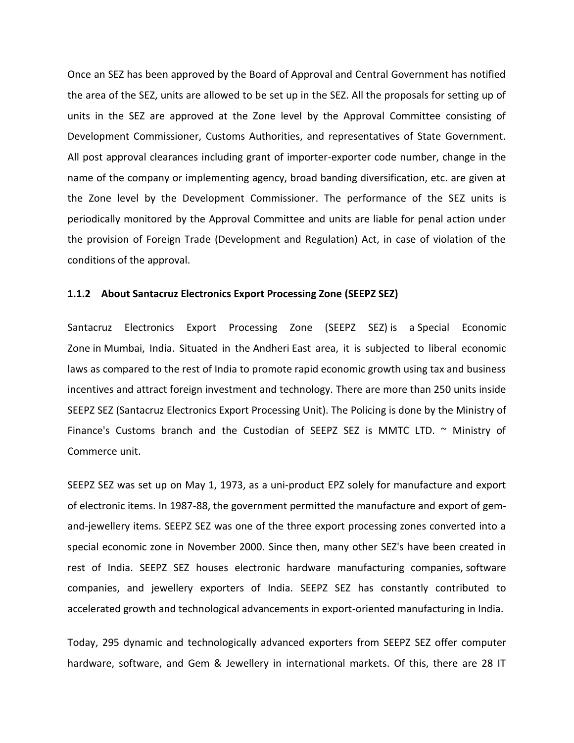Once an SEZ has been approved by the Board of Approval and Central Government has notified the area of the SEZ, units are allowed to be set up in the SEZ. All the proposals for setting up of units in the SEZ are approved at the Zone level by the Approval Committee consisting of Development Commissioner, Customs Authorities, and representatives of State Government. All post approval clearances including grant of importer-exporter code number, change in the name of the company or implementing agency, broad banding diversification, etc. are given at the Zone level by the Development Commissioner. The performance of the SEZ units is periodically monitored by the Approval Committee and units are liable for penal action under the provision of Foreign Trade (Development and Regulation) Act, in case of violation of the conditions of the approval.

### 1.1.2 About Santacruz Electronics Export Processing Zone (SEEPZ SEZ)

Santacruz Electronics Export Processing Zone (SEEPZ SEZ) is a Special Economic Zone in Mumbai, India. Situated in the Andheri East area, it is subjected to liberal economic laws as compared to the rest of India to promote rapid economic growth using tax and business incentives and attract foreign investment and technology. There are more than 250 units inside SEEPZ SEZ (Santacruz Electronics Export Processing Unit). The Policing is done by the Ministry of Finance's Customs branch and the Custodian of SEEPZ SEZ is MMTC LTD. ~ Ministry of Commerce unit.

SEEPZ SEZ was set up on May 1, 1973, as a uni-product EPZ solely for manufacture and export of electronic items. In 1987-88, the government permitted the manufacture and export of gem-and-jewellery items. SEEPZ SEZ was one of the three export processing zones converted into a special economic zone in November 2000. Since then, many other SEZ's have been created in rest of India. SEEPZ SEZ houses electronic hardware manufacturing companies, software companies, and jewellery exporters of India. SEEPZ SEZ has constantly contributed to accelerated growth and technological advancements in export-oriented manufacturing in India.

Today, 295 dynamic and technologically advanced exporters from SEEPZ SEZ offer computer hardware, software, and Gem & Jewellery in international markets. Of this, there are 28 IT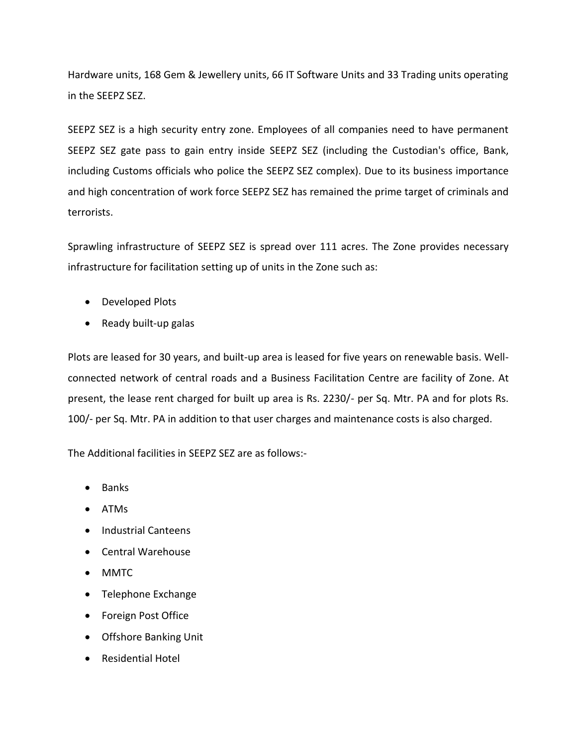Hardware units, 168 Gem & Jewellery units, 66 IT Software Units and 33 Trading units operating in the SEEPZ SEZ.

SEEPZ SEZ is a high security entry zone. Employees of all companies need to have permanent SEEPZ SEZ gate pass to gain entry inside SEEPZ SEZ (including the Custodian's office, Bank, including Customs officials who police the SEEPZ SEZ complex). Due to its business importance and high concentration of work force SEEPZ SEZ has remained the prime target of criminals and terrorists.

Sprawling infrastructure of SEEPZ SEZ is spread over 111 acres. The Zone provides necessary infrastructure for facilitation setting up of units in the Zone such as:

- Developed Plots
- Ready built-up galas

Plots are leased for 30 years, and built-up area is leased for five years on renewable basis. Well-connected network of central roads and a Business Facilitation Centre are facility of Zone. At present, the lease rent charged for built up area is Rs. 2230/- per Sq. Mtr. PA and for plots Rs. 100/- per Sq. Mtr. PA in addition to that user charges and maintenance costs is also charged.

The Additional facilities in SEEPZ SEZ are as follows:-

- Banks
- ATMs
- Industrial Canteens
- Central Warehouse
- MMTC
- Telephone Exchange
- Foreign Post Office
- Offshore Banking Unit
- Residential Hotel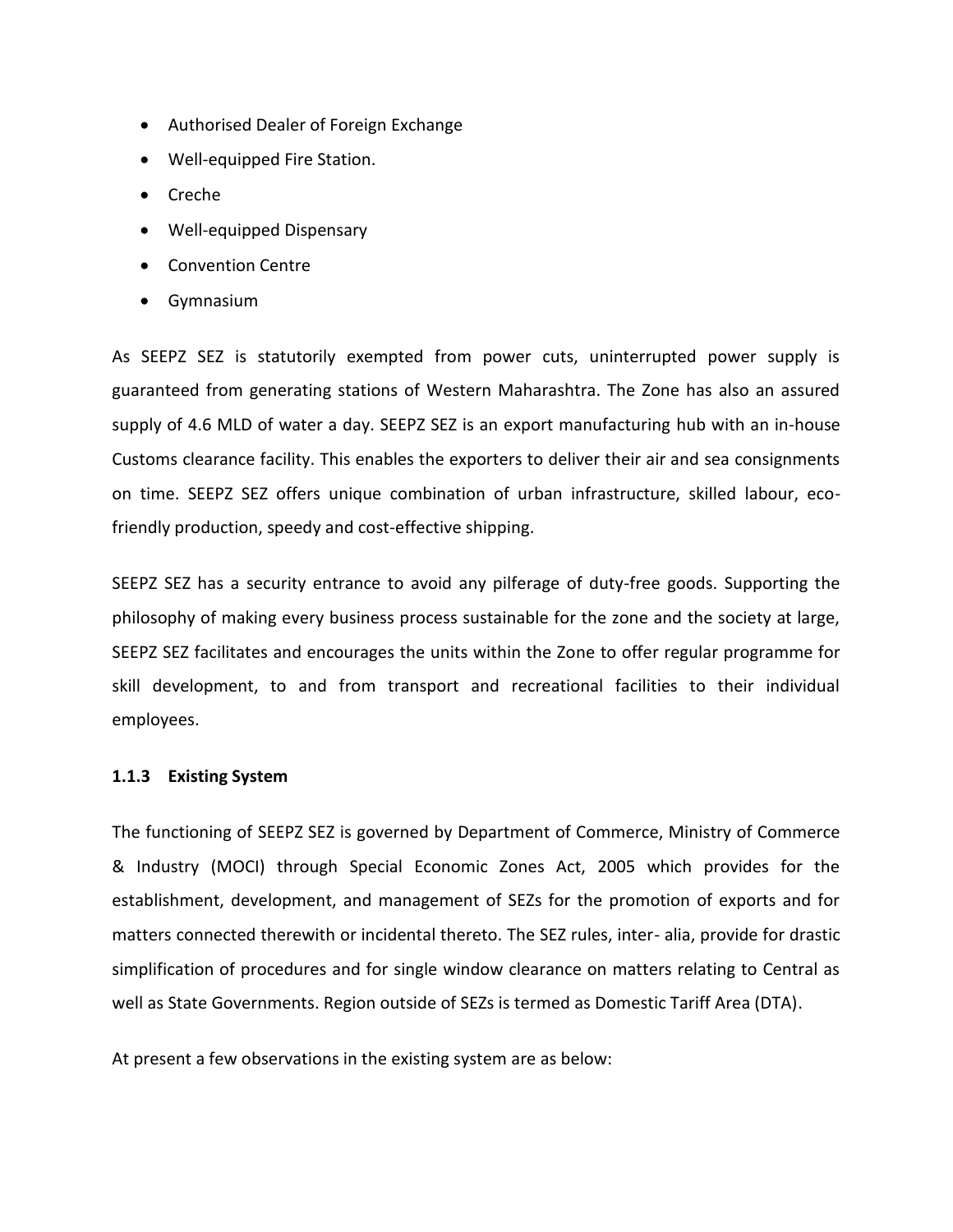- Authorised Dealer of Foreign Exchange
- Well-equipped Fire Station.
- Creche
- Well-equipped Dispensary
- Convention Centre
- Gymnasium

As SEEPZ SEZ is statutorily exempted from power cuts, uninterrupted power supply is guaranteed from generating stations of Western Maharashtra. The Zone has also an assured supply of 4.6 MLD of water a day. SEEPZ SEZ is an export manufacturing hub with an in-house Customs clearance facility. This enables the exporters to deliver their air and sea consignments on time. SEEPZ SEZ offers unique combination of urban infrastructure, skilled labour, eco-friendly production, speedy and cost-effective shipping.

SEEPZ SEZ has a security entrance to avoid any pilferage of duty-free goods. Supporting the philosophy of making every business process sustainable for the zone and the society at large, SEEPZ SEZ facilitates and encourages the units within the Zone to offer regular programme for skill development, to and from transport and recreational facilities to their individual employees.

### 1.1.3 Existing System

The functioning of SEEPZ SEZ is governed by Department of Commerce, Ministry of Commerce & Industry (MOCI) through Special Economic Zones Act, 2005 which provides for the establishment, development, and management of SEZs for the promotion of exports and for matters connected therewith or incidental thereto. The SEZ rules, inter- alia, provide for drastic simplification of procedures and for single window clearance on matters relating to Central as well as State Governments. Region outside of SEZs is termed as Domestic Tariff Area (DTA).

At present a few observations in the existing system are as below: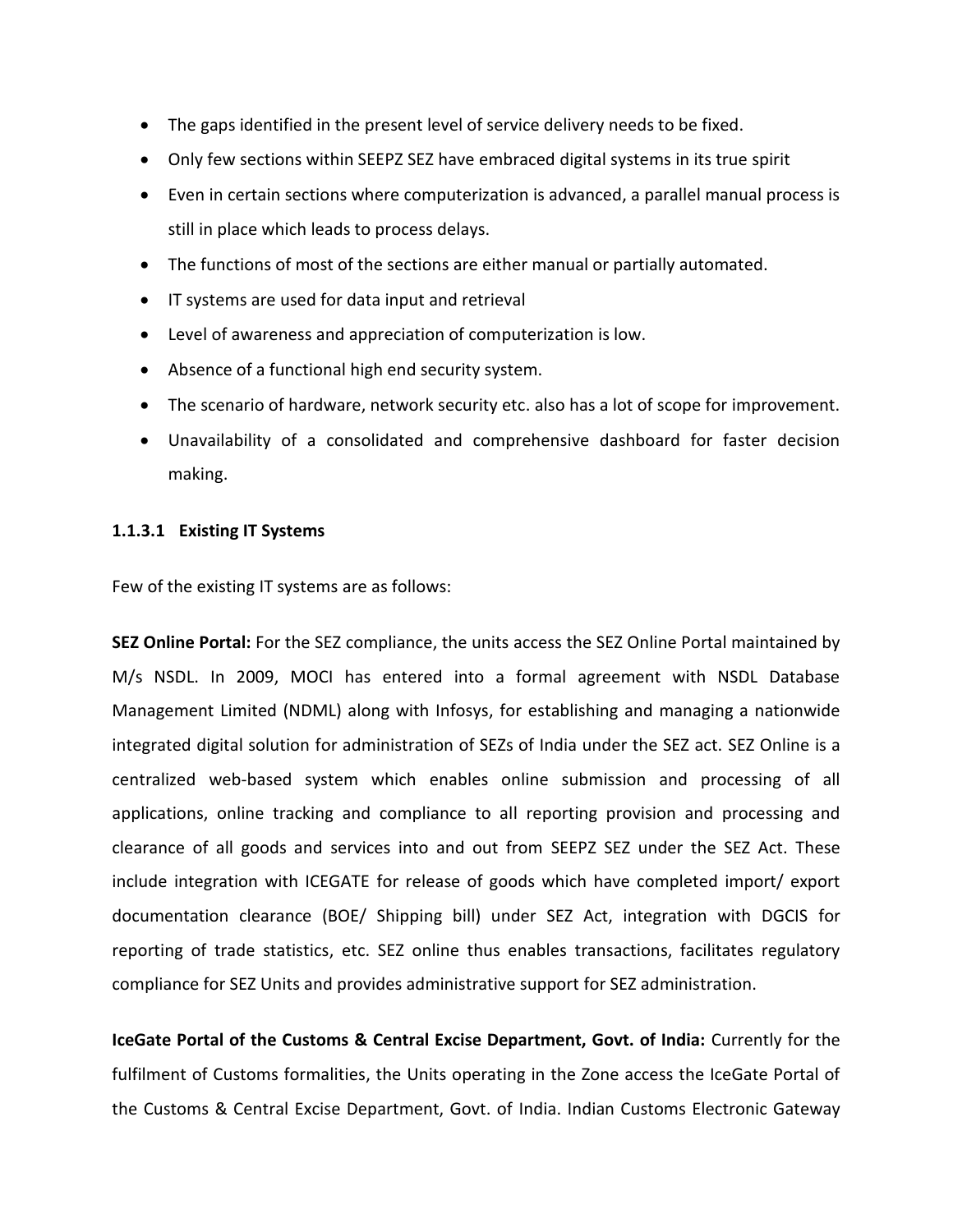- The gaps identified in the present level of service delivery needs to be fixed.
- Only few sections within SEEPZ SEZ have embraced digital systems in its true spirit
- Even in certain sections where computerization is advanced, a parallel manual process is still in place which leads to process delays.
- The functions of most of the sections are either manual or partially automated.
- IT systems are used for data input and retrieval
- Level of awareness and appreciation of computerization is low.
- Absence of a functional high end security system.
- The scenario of hardware, network security etc. also has a lot of scope for improvement.
- Unavailability of a consolidated and comprehensive dashboard for faster decision making.

#### 1.1.3.1 Existing IT Systems

Few of the existing IT systems are as follows:

**SEZ Online Portal:** For the SEZ compliance, the units access the SEZ Online Portal maintained by M/s NSDL. In 2009, MOCI has entered into a formal agreement with NSDL Database Management Limited (NDML) along with Infosys, for establishing and managing a nationwide integrated digital solution for administration of SEZs of India under the SEZ act. SEZ Online is a centralized web-based system which enables online submission and processing of all applications, online tracking and compliance to all reporting provision and processing and clearance of all goods and services into and out from SEEPZ SEZ under the SEZ Act. These include integration with ICEGATE for release of goods which have completed import/ export documentation clearance (BOE/ Shipping bill) under SEZ Act, integration with DGCIS for reporting of trade statistics, etc. SEZ online thus enables transactions, facilitates regulatory compliance for SEZ Units and provides administrative support for SEZ administration.

**IceGate Portal of the Customs & Central Excise Department, Govt. of India:** Currently for the fulfilment of Customs formalities, the Units operating in the Zone access the IceGate Portal of the Customs & Central Excise Department, Govt. of India. Indian Customs Electronic Gateway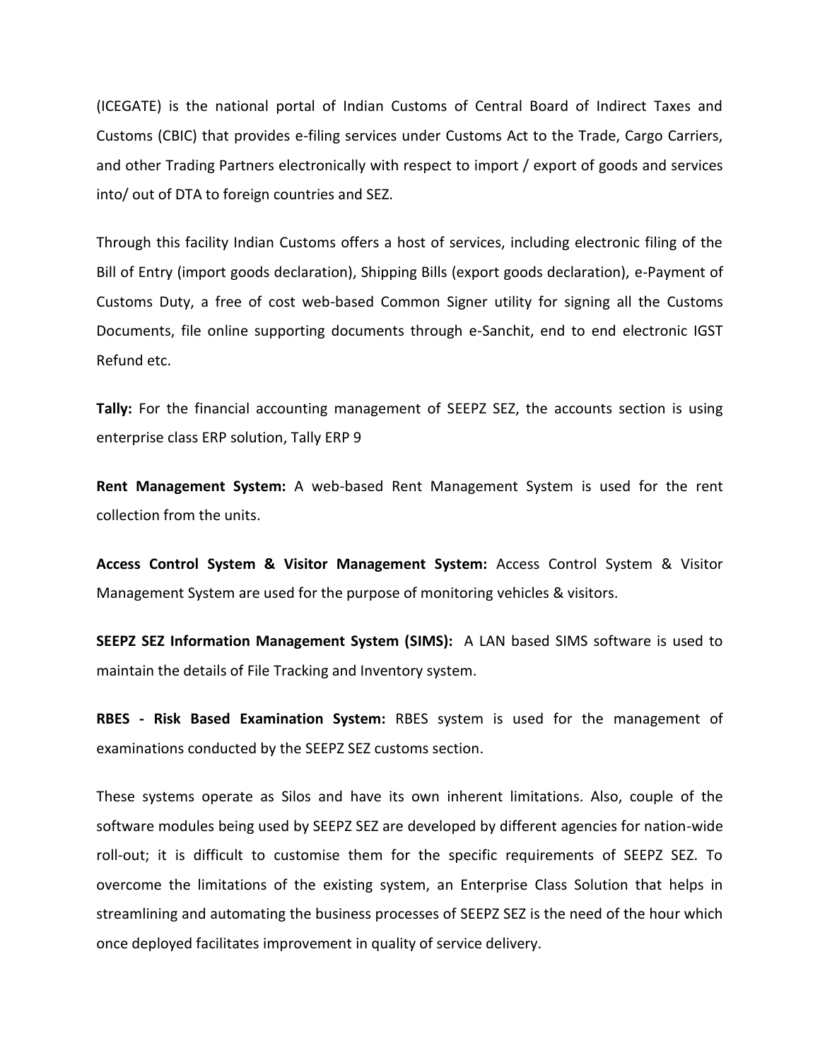(ICEGATE) is the national portal of Indian Customs of Central Board of Indirect Taxes and Customs (CBIC) that provides e-filing services under Customs Act to the Trade, Cargo Carriers, and other Trading Partners electronically with respect to import / export of goods and services into/ out of DTA to foreign countries and SEZ.

Through this facility Indian Customs offers a host of services, including electronic filing of the Bill of Entry (import goods declaration), Shipping Bills (export goods declaration), e-Payment of Customs Duty, a free of cost web-based Common Signer utility for signing all the Customs Documents, file online supporting documents through e-Sanchit, end to end electronic IGST Refund etc.

**Tally:** For the financial accounting management of SEEPZ SEZ, the accounts section is using enterprise class ERP solution, Tally ERP 9

**Rent Management System:** A web-based Rent Management System is used for the rent collection from the units.

**Access Control System & Visitor Management System:** Access Control System & Visitor Management System are used for the purpose of monitoring vehicles & visitors.

**SEEPZ SEZ Information Management System (SIMS):** A LAN based SIMS software is used to maintain the details of File Tracking and Inventory system.

**RBES - Risk Based Examination System:** RBES system is used for the management of examinations conducted by the SEEPZ SEZ customs section.

These systems operate as Silos and have its own inherent limitations. Also, couple of the software modules being used by SEEPZ SEZ are developed by different agencies for nation-wide roll-out; it is difficult to customise them for the specific requirements of SEEPZ SEZ. To overcome the limitations of the existing system, an Enterprise Class Solution that helps in streamlining and automating the business processes of SEEPZ SEZ is the need of the hour which once deployed facilitates improvement in quality of service delivery.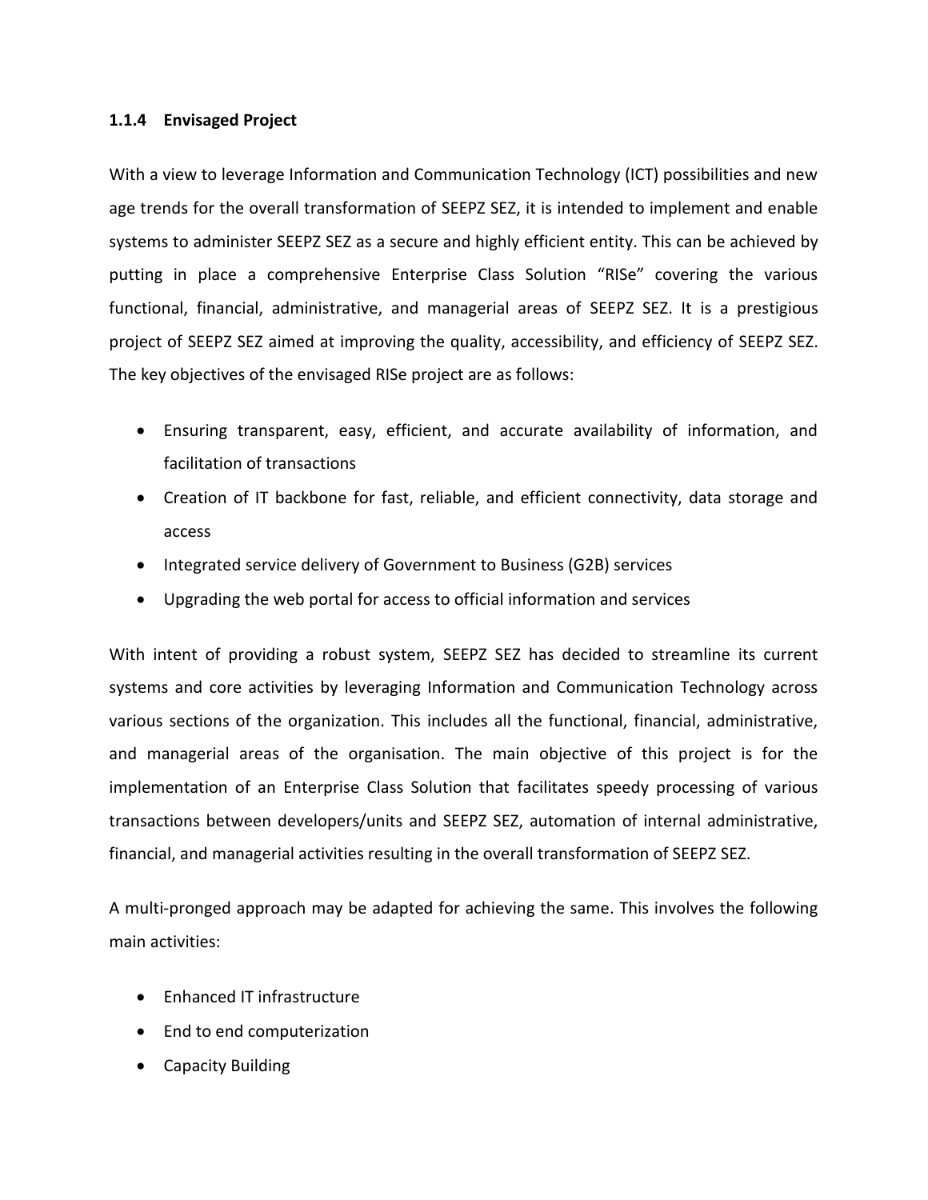### 1.1.4 Envisaged Project

With a view to leverage Information and Communication Technology (ICT) possibilities and new age trends for the overall transformation of SEEPZ SEZ, it is intended to implement and enable systems to administer SEEPZ SEZ as a secure and highly efficient entity. This can be achieved by putting in place a comprehensive Enterprise Class Solution “RISe” covering the various functional, financial, administrative, and managerial areas of SEEPZ SEZ. It is a prestigious project of SEEPZ SEZ aimed at improving the quality, accessibility, and efficiency of SEEPZ SEZ. The key objectives of the envisaged RISe project are as follows:

- Ensuring transparent, easy, efficient, and accurate availability of information, and facilitation of transactions
- Creation of IT backbone for fast, reliable, and efficient connectivity, data storage and access
- Integrated service delivery of Government to Business (G2B) services
- Upgrading the web portal for access to official information and services

With intent of providing a robust system, SEEPZ SEZ has decided to streamline its current systems and core activities by leveraging Information and Communication Technology across various sections of the organization. This includes all the functional, financial, administrative, and managerial areas of the organisation. The main objective of this project is for the implementation of an Enterprise Class Solution that facilitates speedy processing of various transactions between developers/units and SEEPZ SEZ, automation of internal administrative, financial, and managerial activities resulting in the overall transformation of SEEPZ SEZ.

A multi-pronged approach may be adapted for achieving the same. This involves the following main activities:

- Enhanced IT infrastructure
- End to end computerization
- Capacity Building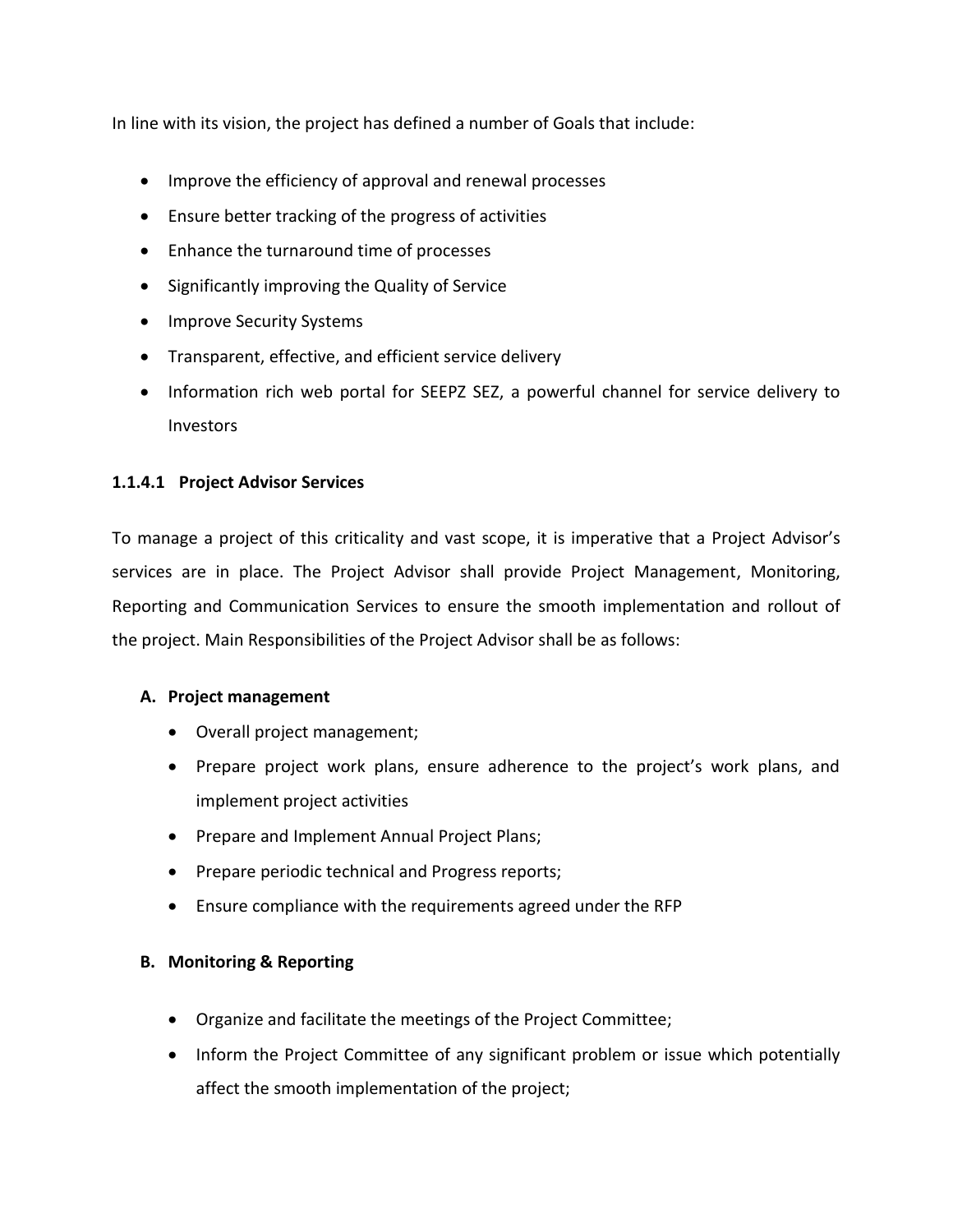In line with its vision, the project has defined a number of Goals that include:

- Improve the efficiency of approval and renewal processes
- Ensure better tracking of the progress of activities
- Enhance the turnaround time of processes
- Significantly improving the Quality of Service
- Improve Security Systems
- Transparent, effective, and efficient service delivery
- Information rich web portal for SEEPZ SEZ, a powerful channel for service delivery to Investors

#### 1.1.4.1 Project Advisor Services

To manage a project of this criticality and vast scope, it is imperative that a Project Advisor's services are in place. The Project Advisor shall provide Project Management, Monitoring, Reporting and Communication Services to ensure the smooth implementation and rollout of the project. Main Responsibilities of the Project Advisor shall be as follows:

**A. Project management**

- Overall project management;
- Prepare project work plans, ensure adherence to the project's work plans, and implement project activities
- Prepare and Implement Annual Project Plans;
- Prepare periodic technical and Progress reports;
- Ensure compliance with the requirements agreed under the RFP

**B. Monitoring & Reporting**

- Organize and facilitate the meetings of the Project Committee;
- Inform the Project Committee of any significant problem or issue which potentially affect the smooth implementation of the project;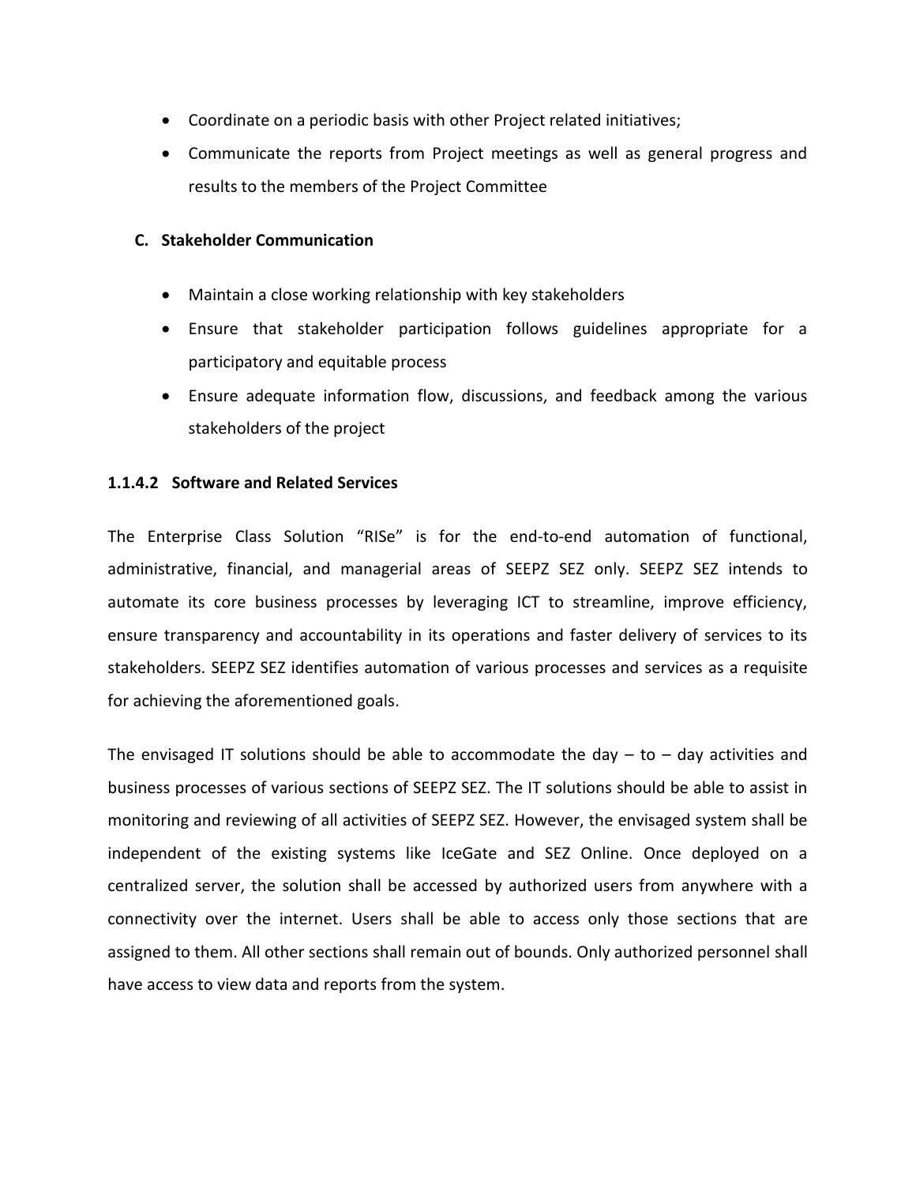- Coordinate on a periodic basis with other Project related initiatives;
- Communicate the reports from Project meetings as well as general progress and results to the members of the Project Committee

**C. Stakeholder Communication**

- Maintain a close working relationship with key stakeholders
- Ensure that stakeholder participation follows guidelines appropriate for a participatory and equitable process
- Ensure adequate information flow, discussions, and feedback among the various stakeholders of the project

#### 1.1.4.2 Software and Related Services

The Enterprise Class Solution "RISe" is for the end-to-end automation of functional, administrative, financial, and managerial areas of SEEPZ SEZ only. SEEPZ SEZ intends to automate its core business processes by leveraging ICT to streamline, improve efficiency, ensure transparency and accountability in its operations and faster delivery of services to its stakeholders. SEEPZ SEZ identifies automation of various processes and services as a requisite for achieving the aforementioned goals.

The envisaged IT solutions should be able to accommodate the day – to – day activities and business processes of various sections of SEEPZ SEZ. The IT solutions should be able to assist in monitoring and reviewing of all activities of SEEPZ SEZ. However, the envisaged system shall be independent of the existing systems like IceGate and SEZ Online. Once deployed on a centralized server, the solution shall be accessed by authorized users from anywhere with a connectivity over the internet. Users shall be able to access only those sections that are assigned to them. All other sections shall remain out of bounds. Only authorized personnel shall have access to view data and reports from the system.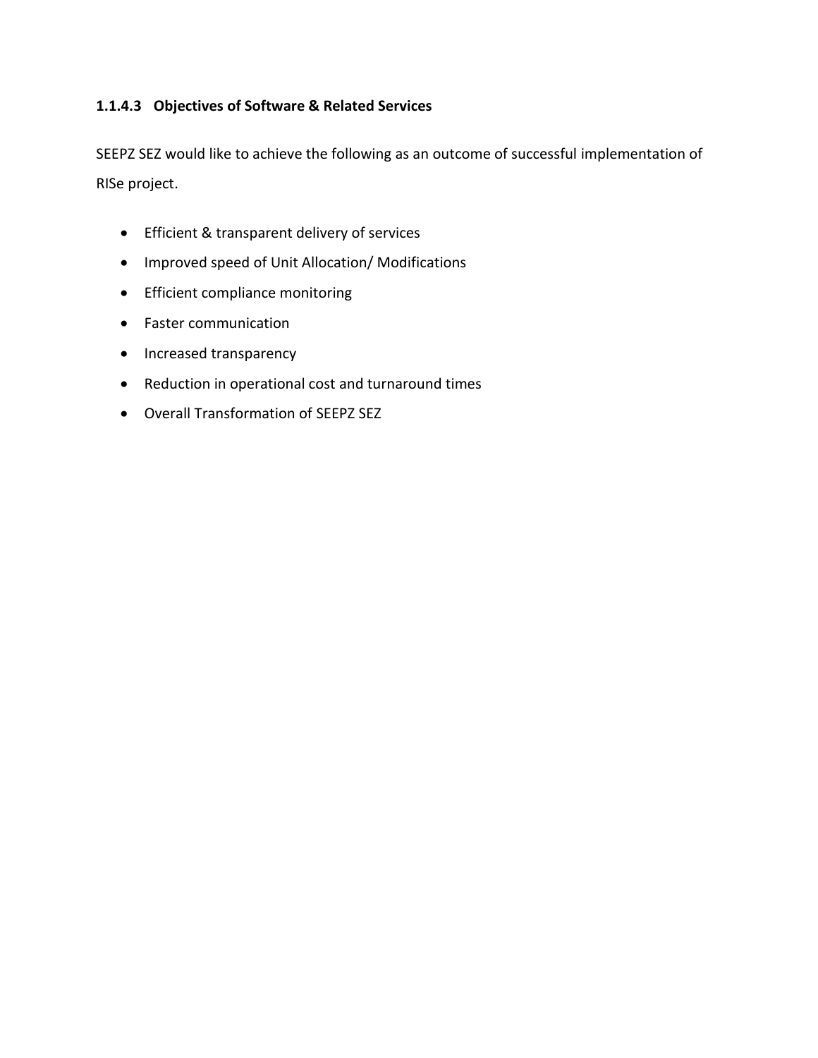#### 1.1.4.3 Objectives of Software & Related Services

SEEPZ SEZ would like to achieve the following as an outcome of successful implementation of RISe project.

- Efficient & transparent delivery of services
- Improved speed of Unit Allocation/ Modifications
- Efficient compliance monitoring
- Faster communication
- Increased transparency
- Reduction in operational cost and turnaround times
- Overall Transformation of SEEPZ SEZ